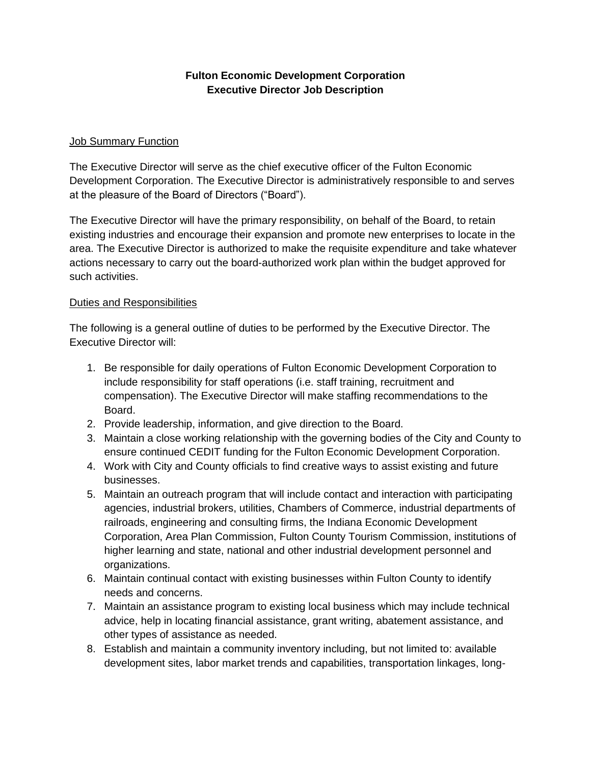# Fulton Economic Development Corporation
# Executive Director Job Description

## Job Summary Function

The Executive Director will serve as the chief executive officer of the Fulton Economic Development Corporation. The Executive Director is administratively responsible to and serves at the pleasure of the Board of Directors ("Board").

The Executive Director will have the primary responsibility, on behalf of the Board, to retain existing industries and encourage their expansion and promote new enterprises to locate in the area. The Executive Director is authorized to make the requisite expenditure and take whatever actions necessary to carry out the board-authorized work plan within the budget approved for such activities.

## Duties and Responsibilities

The following is a general outline of duties to be performed by the Executive Director. The Executive Director will:

1. Be responsible for daily operations of Fulton Economic Development Corporation to include responsibility for staff operations (i.e. staff training, recruitment and compensation). The Executive Director will make staffing recommendations to the Board.
2. Provide leadership, information, and give direction to the Board.
3. Maintain a close working relationship with the governing bodies of the City and County to ensure continued CEDIT funding for the Fulton Economic Development Corporation.
4. Work with City and County officials to find creative ways to assist existing and future businesses.
5. Maintain an outreach program that will include contact and interaction with participating agencies, industrial brokers, utilities, Chambers of Commerce, industrial departments of railroads, engineering and consulting firms, the Indiana Economic Development Corporation, Area Plan Commission, Fulton County Tourism Commission, institutions of higher learning and state, national and other industrial development personnel and organizations.
6. Maintain continual contact with existing businesses within Fulton County to identify needs and concerns.
7. Maintain an assistance program to existing local business which may include technical advice, help in locating financial assistance, grant writing, abatement assistance, and other types of assistance as needed.
8. Establish and maintain a community inventory including, but not limited to: available development sites, labor market trends and capabilities, transportation linkages, long-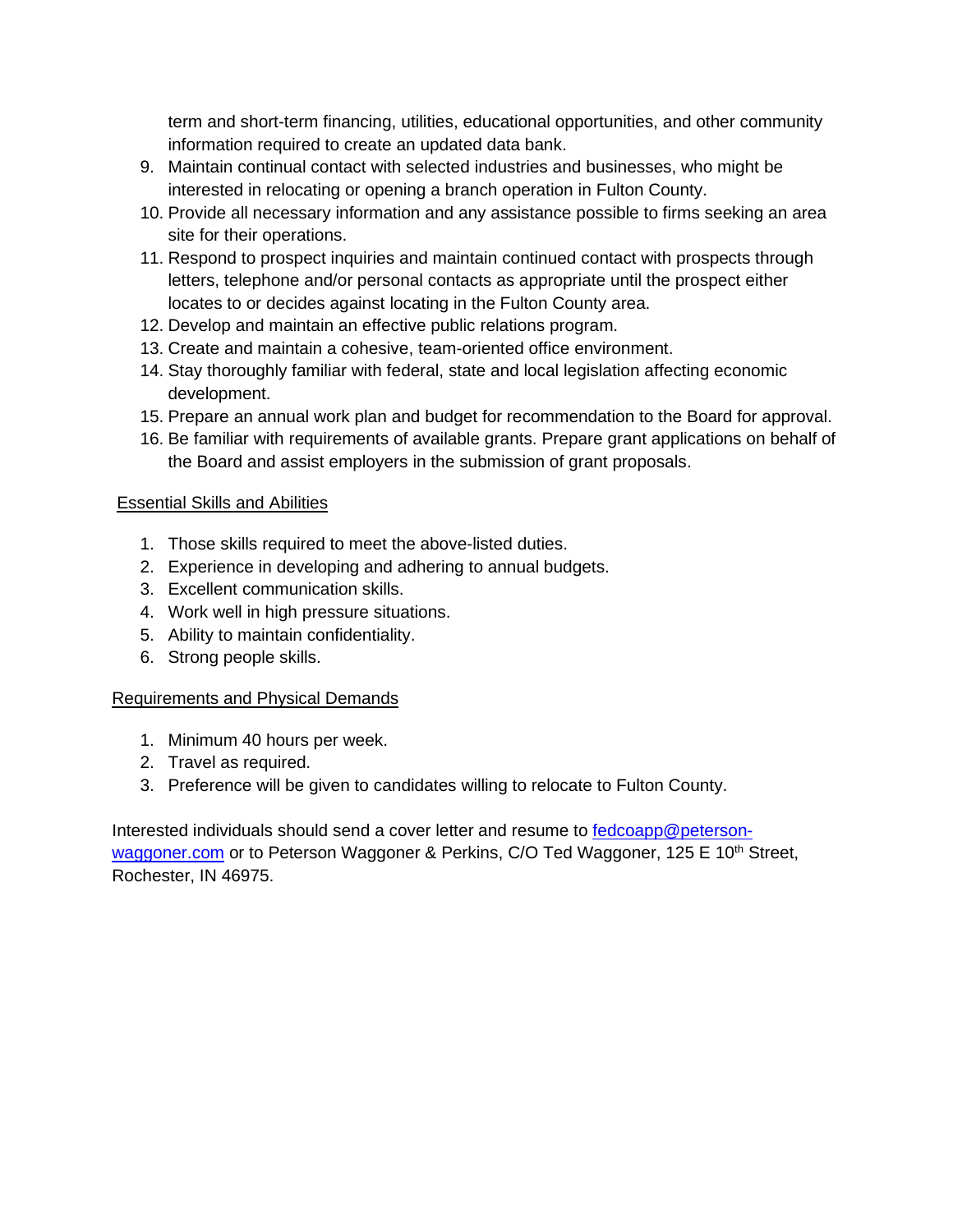term and short-term financing, utilities, educational opportunities, and other community information required to create an updated data bank.

9. Maintain continual contact with selected industries and businesses, who might be interested in relocating or opening a branch operation in Fulton County.
10. Provide all necessary information and any assistance possible to firms seeking an area site for their operations.
11. Respond to prospect inquiries and maintain continued contact with prospects through letters, telephone and/or personal contacts as appropriate until the prospect either locates to or decides against locating in the Fulton County area.
12. Develop and maintain an effective public relations program.
13. Create and maintain a cohesive, team-oriented office environment.
14. Stay thoroughly familiar with federal, state and local legislation affecting economic development.
15. Prepare an annual work plan and budget for recommendation to the Board for approval.
16. Be familiar with requirements of available grants. Prepare grant applications on behalf of the Board and assist employers in the submission of grant proposals.

Essential Skills and Abilities

1. Those skills required to meet the above-listed duties.
2. Experience in developing and adhering to annual budgets.
3. Excellent communication skills.
4. Work well in high pressure situations.
5. Ability to maintain confidentiality.
6. Strong people skills.

Requirements and Physical Demands

1. Minimum 40 hours per week.
2. Travel as required.
3. Preference will be given to candidates willing to relocate to Fulton County.

Interested individuals should send a cover letter and resume to fedcoapp@peterson-waggoner.com or to Peterson Waggoner & Perkins, C/O Ted Waggoner, 125 E 10th Street, Rochester, IN 46975.